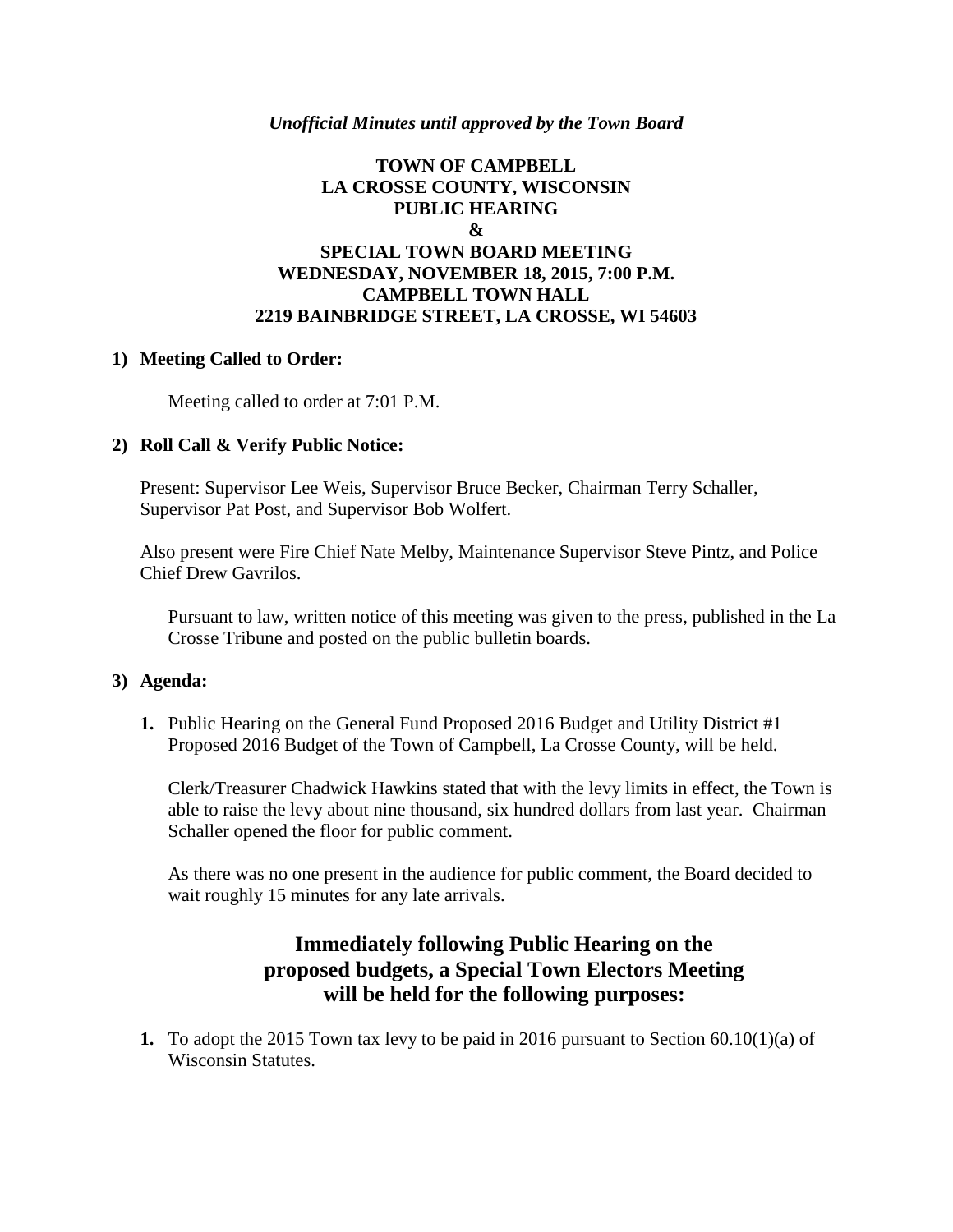*Unofficial Minutes until approved by the Town Board*

# TOWN OF CAMPBELL
# LA CROSSE COUNTY, WISCONSIN
# PUBLIC HEARING
# &
# SPECIAL TOWN BOARD MEETING
# WEDNESDAY, NOVEMBER 18, 2015, 7:00 P.M.
# CAMPBELL TOWN HALL
# 2219 BAINBRIDGE STREET, LA CROSSE, WI 54603

**1) Meeting Called to Order:**

Meeting called to order at 7:01 P.M.

**2) Roll Call & Verify Public Notice:**

Present: Supervisor Lee Weis, Supervisor Bruce Becker, Chairman Terry Schaller, Supervisor Pat Post, and Supervisor Bob Wolfert.

Also present were Fire Chief Nate Melby, Maintenance Supervisor Steve Pintz, and Police Chief Drew Gavrilos.

Pursuant to law, written notice of this meeting was given to the press, published in the La Crosse Tribune and posted on the public bulletin boards.

**3) Agenda:**

**1.** Public Hearing on the General Fund Proposed 2016 Budget and Utility District #1 Proposed 2016 Budget of the Town of Campbell, La Crosse County, will be held.

Clerk/Treasurer Chadwick Hawkins stated that with the levy limits in effect, the Town is able to raise the levy about nine thousand, six hundred dollars from last year. Chairman Schaller opened the floor for public comment.

As there was no one present in the audience for public comment, the Board decided to wait roughly 15 minutes for any late arrivals.

## Immediately following Public Hearing on the proposed budgets, a Special Town Electors Meeting will be held for the following purposes:

**1.** To adopt the 2015 Town tax levy to be paid in 2016 pursuant to Section 60.10(1)(a) of Wisconsin Statutes.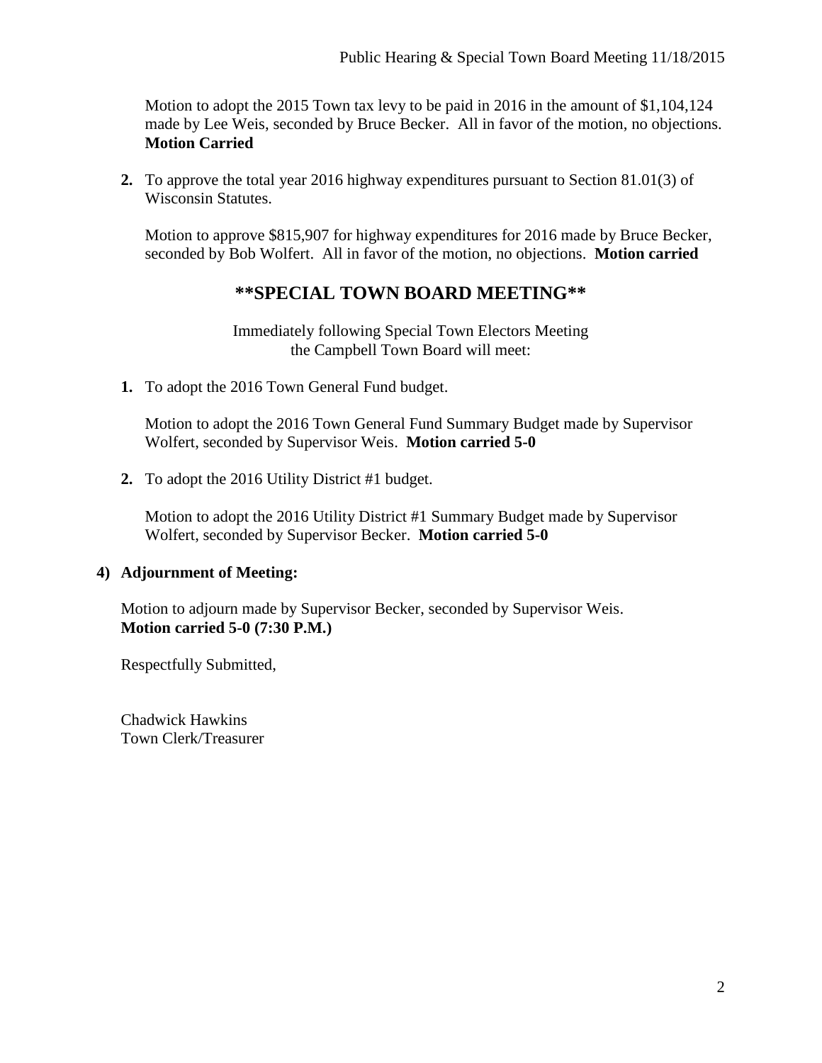Motion to adopt the 2015 Town tax levy to be paid in 2016 in the amount of $1,104,124 made by Lee Weis, seconded by Bruce Becker. All in favor of the motion, no objections. **Motion Carried**

**2.** To approve the total year 2016 highway expenditures pursuant to Section 81.01(3) of Wisconsin Statutes.

Motion to approve $815,907 for highway expenditures for 2016 made by Bruce Becker, seconded by Bob Wolfert. All in favor of the motion, no objections. **Motion carried**

## **SPECIAL TOWN BOARD MEETING**

Immediately following Special Town Electors Meeting
the Campbell Town Board will meet:

**1.** To adopt the 2016 Town General Fund budget.

Motion to adopt the 2016 Town General Fund Summary Budget made by Supervisor Wolfert, seconded by Supervisor Weis. **Motion carried 5-0**

**2.** To adopt the 2016 Utility District #1 budget.

Motion to adopt the 2016 Utility District #1 Summary Budget made by Supervisor Wolfert, seconded by Supervisor Becker. **Motion carried 5-0**

**4) Adjournment of Meeting:**

Motion to adjourn made by Supervisor Becker, seconded by Supervisor Weis.
**Motion carried 5-0 (7:30 P.M.)**

Respectfully Submitted,

Chadwick Hawkins
Town Clerk/Treasurer